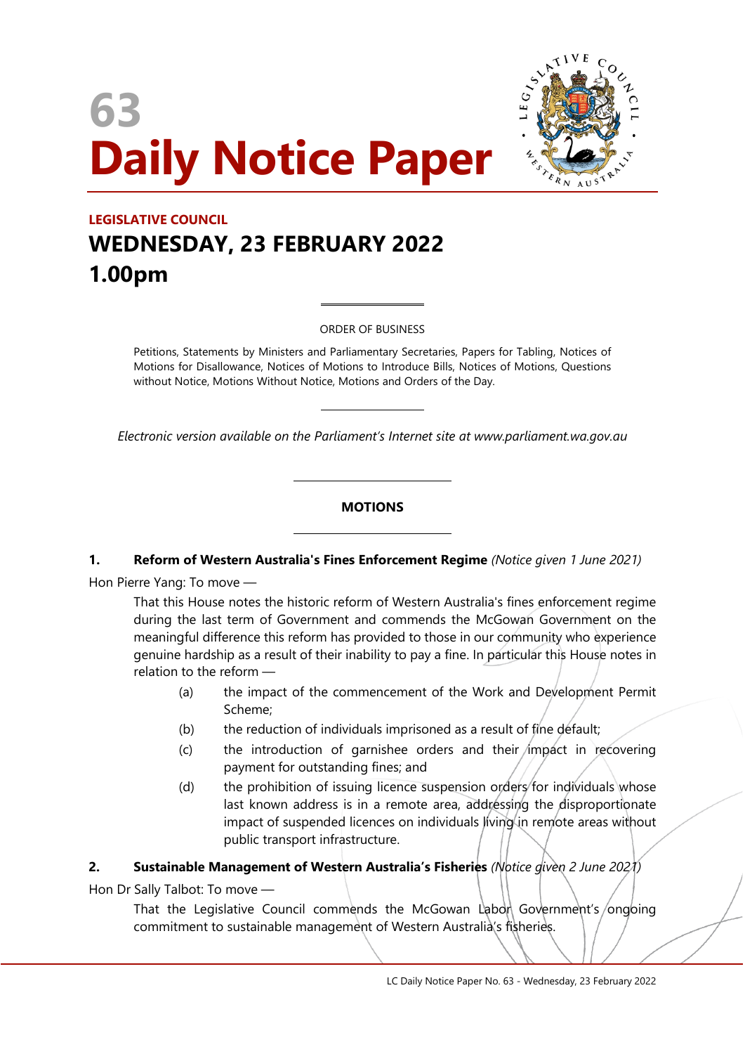# 63 Daily Notice Paper

**LEGISLATIVE COUNCIL**

## WEDNESDAY, 23 FEBRUARY 2022
## 1.00pm

ORDER OF BUSINESS

Petitions, Statements by Ministers and Parliamentary Secretaries, Papers for Tabling, Notices of Motions for Disallowance, Notices of Motions to Introduce Bills, Notices of Motions, Questions without Notice, Motions Without Notice, Motions and Orders of the Day.

*Electronic version available on the Parliament's Internet site at www.parliament.wa.gov.au*

### MOTIONS

**1. Reform of Western Australia's Fines Enforcement Regime** *(Notice given 1 June 2021)*

Hon Pierre Yang: To move —

That this House notes the historic reform of Western Australia's fines enforcement regime during the last term of Government and commends the McGowan Government on the meaningful difference this reform has provided to those in our community who experience genuine hardship as a result of their inability to pay a fine. In particular this House notes in relation to the reform —

(a) the impact of the commencement of the Work and Development Permit Scheme;

(b) the reduction of individuals imprisoned as a result of fine default;

(c) the introduction of garnishee orders and their impact in recovering payment for outstanding fines; and

(d) the prohibition of issuing licence suspension orders for individuals whose last known address is in a remote area, addressing the disproportionate impact of suspended licences on individuals living in remote areas without public transport infrastructure.

**2. Sustainable Management of Western Australia's Fisheries** *(Notice given 2 June 2021)*

Hon Dr Sally Talbot: To move —

That the Legislative Council commends the McGowan Labor Government's ongoing commitment to sustainable management of Western Australia's fisheries.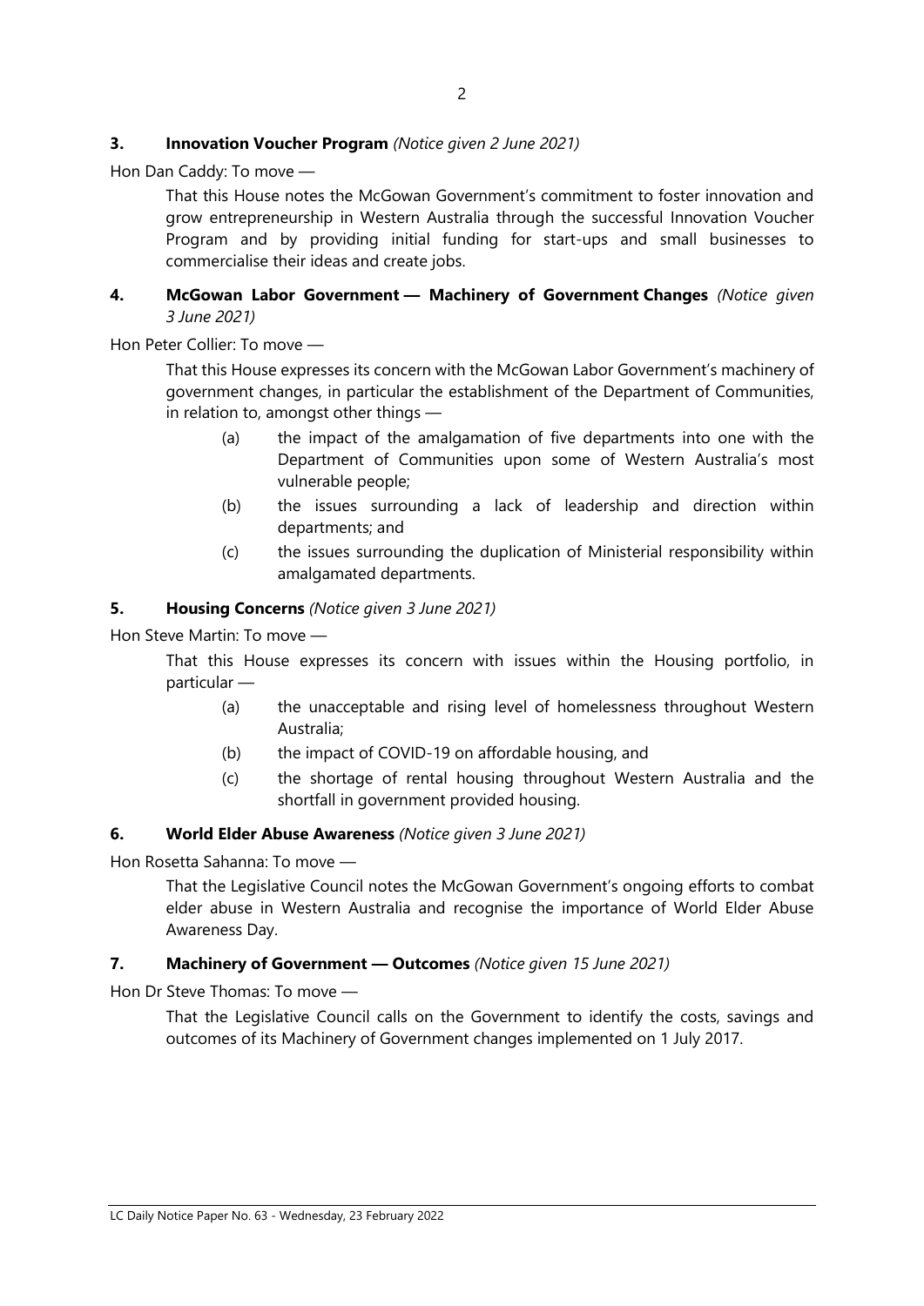**3. Innovation Voucher Program** *(Notice given 2 June 2021)*

Hon Dan Caddy: To move —

> That this House notes the McGowan Government's commitment to foster innovation and grow entrepreneurship in Western Australia through the successful Innovation Voucher Program and by providing initial funding for start-ups and small businesses to commercialise their ideas and create jobs.

**4. McGowan Labor Government — Machinery of Government Changes** *(Notice given 3 June 2021)*

Hon Peter Collier: To move —

> That this House expresses its concern with the McGowan Labor Government's machinery of government changes, in particular the establishment of the Department of Communities, in relation to, amongst other things —
>
> (a) the impact of the amalgamation of five departments into one with the Department of Communities upon some of Western Australia's most vulnerable people;
>
> (b) the issues surrounding a lack of leadership and direction within departments; and
>
> (c) the issues surrounding the duplication of Ministerial responsibility within amalgamated departments.

**5. Housing Concerns** *(Notice given 3 June 2021)*

Hon Steve Martin: To move —

> That this House expresses its concern with issues within the Housing portfolio, in particular —
>
> (a) the unacceptable and rising level of homelessness throughout Western Australia;
>
> (b) the impact of COVID-19 on affordable housing, and
>
> (c) the shortage of rental housing throughout Western Australia and the shortfall in government provided housing.

**6. World Elder Abuse Awareness** *(Notice given 3 June 2021)*

Hon Rosetta Sahanna: To move —

> That the Legislative Council notes the McGowan Government's ongoing efforts to combat elder abuse in Western Australia and recognise the importance of World Elder Abuse Awareness Day.

**7. Machinery of Government — Outcomes** *(Notice given 15 June 2021)*

Hon Dr Steve Thomas: To move —

> That the Legislative Council calls on the Government to identify the costs, savings and outcomes of its Machinery of Government changes implemented on 1 July 2017.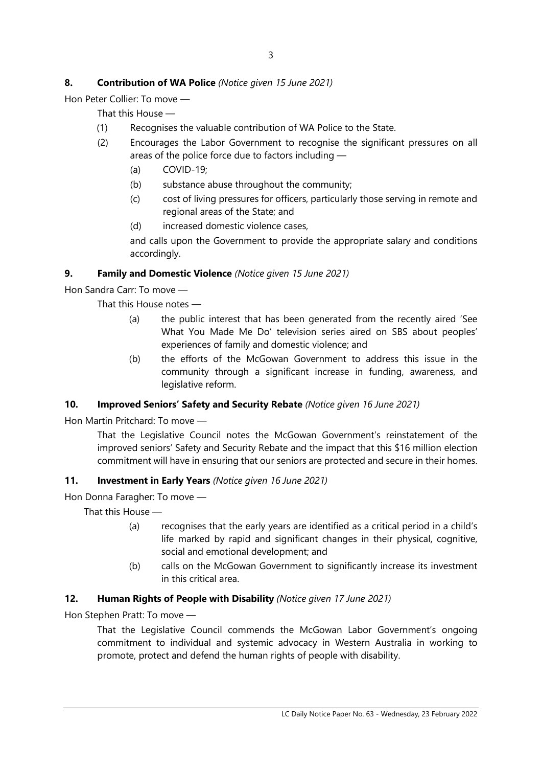**8. Contribution of WA Police** *(Notice given 15 June 2021)*

Hon Peter Collier: To move —

That this House —

(1) Recognises the valuable contribution of WA Police to the State.

(2) Encourages the Labor Government to recognise the significant pressures on all areas of the police force due to factors including —

(a) COVID-19;

(b) substance abuse throughout the community;

(c) cost of living pressures for officers, particularly those serving in remote and regional areas of the State; and

(d) increased domestic violence cases,

and calls upon the Government to provide the appropriate salary and conditions accordingly.

**9. Family and Domestic Violence** *(Notice given 15 June 2021)*

Hon Sandra Carr: To move —

That this House notes —

(a) the public interest that has been generated from the recently aired 'See What You Made Me Do' television series aired on SBS about peoples' experiences of family and domestic violence; and

(b) the efforts of the McGowan Government to address this issue in the community through a significant increase in funding, awareness, and legislative reform.

**10. Improved Seniors' Safety and Security Rebate** *(Notice given 16 June 2021)*

Hon Martin Pritchard: To move —

That the Legislative Council notes the McGowan Government's reinstatement of the improved seniors' Safety and Security Rebate and the impact that this $16 million election commitment will have in ensuring that our seniors are protected and secure in their homes.

**11. Investment in Early Years** *(Notice given 16 June 2021)*

Hon Donna Faragher: To move —

That this House —

(a) recognises that the early years are identified as a critical period in a child's life marked by rapid and significant changes in their physical, cognitive, social and emotional development; and

(b) calls on the McGowan Government to significantly increase its investment in this critical area.

**12. Human Rights of People with Disability** *(Notice given 17 June 2021)*

Hon Stephen Pratt: To move —

That the Legislative Council commends the McGowan Labor Government's ongoing commitment to individual and systemic advocacy in Western Australia in working to promote, protect and defend the human rights of people with disability.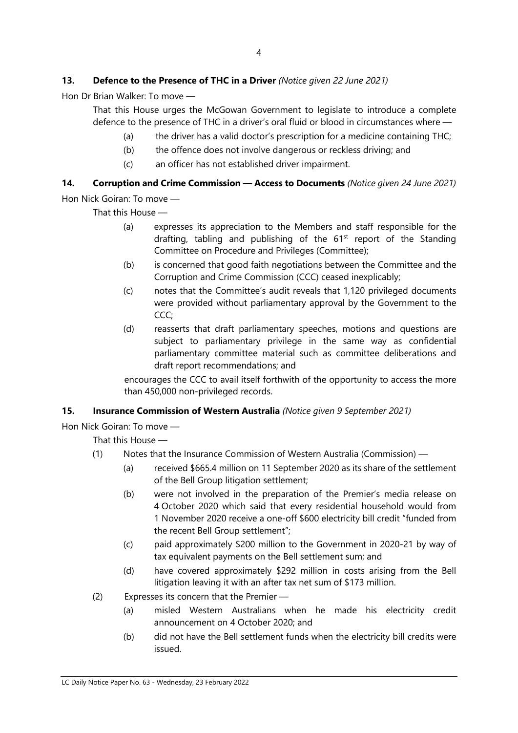### 13. Defence to the Presence of THC in a Driver *(Notice given 22 June 2021)*

Hon Dr Brian Walker: To move —

That this House urges the McGowan Government to legislate to introduce a complete defence to the presence of THC in a driver's oral fluid or blood in circumstances where —

(a) the driver has a valid doctor's prescription for a medicine containing THC;

(b) the offence does not involve dangerous or reckless driving; and

(c) an officer has not established driver impairment.

### 14. Corruption and Crime Commission — Access to Documents *(Notice given 24 June 2021)*

Hon Nick Goiran: To move —

That this House —

(a) expresses its appreciation to the Members and staff responsible for the drafting, tabling and publishing of the 61st report of the Standing Committee on Procedure and Privileges (Committee);

(b) is concerned that good faith negotiations between the Committee and the Corruption and Crime Commission (CCC) ceased inexplicably;

(c) notes that the Committee's audit reveals that 1,120 privileged documents were provided without parliamentary approval by the Government to the CCC;

(d) reasserts that draft parliamentary speeches, motions and questions are subject to parliamentary privilege in the same way as confidential parliamentary committee material such as committee deliberations and draft report recommendations; and

encourages the CCC to avail itself forthwith of the opportunity to access the more than 450,000 non-privileged records.

### 15. Insurance Commission of Western Australia *(Notice given 9 September 2021)*

Hon Nick Goiran: To move —

That this House —

(1) Notes that the Insurance Commission of Western Australia (Commission) —

(a) received $665.4 million on 11 September 2020 as its share of the settlement of the Bell Group litigation settlement;

(b) were not involved in the preparation of the Premier's media release on 4 October 2020 which said that every residential household would from 1 November 2020 receive a one-off $600 electricity bill credit "funded from the recent Bell Group settlement";

(c) paid approximately $200 million to the Government in 2020-21 by way of tax equivalent payments on the Bell settlement sum; and

(d) have covered approximately $292 million in costs arising from the Bell litigation leaving it with an after tax net sum of $173 million.

(2) Expresses its concern that the Premier —

(a) misled Western Australians when he made his electricity credit announcement on 4 October 2020; and

(b) did not have the Bell settlement funds when the electricity bill credits were issued.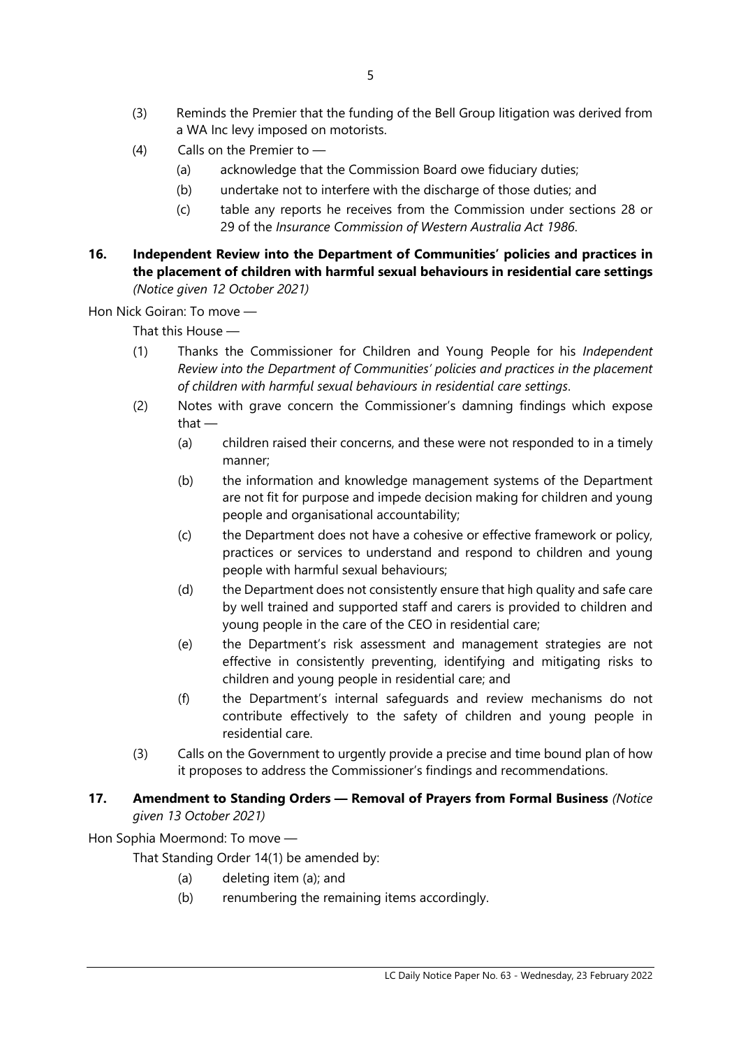(3) Reminds the Premier that the funding of the Bell Group litigation was derived from a WA Inc levy imposed on motorists.

(4) Calls on the Premier to —

  (a) acknowledge that the Commission Board owe fiduciary duties;

  (b) undertake not to interfere with the discharge of those duties; and

  (c) table any reports he receives from the Commission under sections 28 or 29 of the *Insurance Commission of Western Australia Act 1986*.

**16. Independent Review into the Department of Communities' policies and practices in the placement of children with harmful sexual behaviours in residential care settings** *(Notice given 12 October 2021)*

Hon Nick Goiran: To move —

That this House —

(1) Thanks the Commissioner for Children and Young People for his *Independent Review into the Department of Communities' policies and practices in the placement of children with harmful sexual behaviours in residential care settings*.

(2) Notes with grave concern the Commissioner's damning findings which expose that —

  (a) children raised their concerns, and these were not responded to in a timely manner;

  (b) the information and knowledge management systems of the Department are not fit for purpose and impede decision making for children and young people and organisational accountability;

  (c) the Department does not have a cohesive or effective framework or policy, practices or services to understand and respond to children and young people with harmful sexual behaviours;

  (d) the Department does not consistently ensure that high quality and safe care by well trained and supported staff and carers is provided to children and young people in the care of the CEO in residential care;

  (e) the Department's risk assessment and management strategies are not effective in consistently preventing, identifying and mitigating risks to children and young people in residential care; and

  (f) the Department's internal safeguards and review mechanisms do not contribute effectively to the safety of children and young people in residential care.

(3) Calls on the Government to urgently provide a precise and time bound plan of how it proposes to address the Commissioner's findings and recommendations.

**17. Amendment to Standing Orders — Removal of Prayers from Formal Business** *(Notice given 13 October 2021)*

Hon Sophia Moermond: To move —

That Standing Order 14(1) be amended by:

  (a) deleting item (a); and

  (b) renumbering the remaining items accordingly.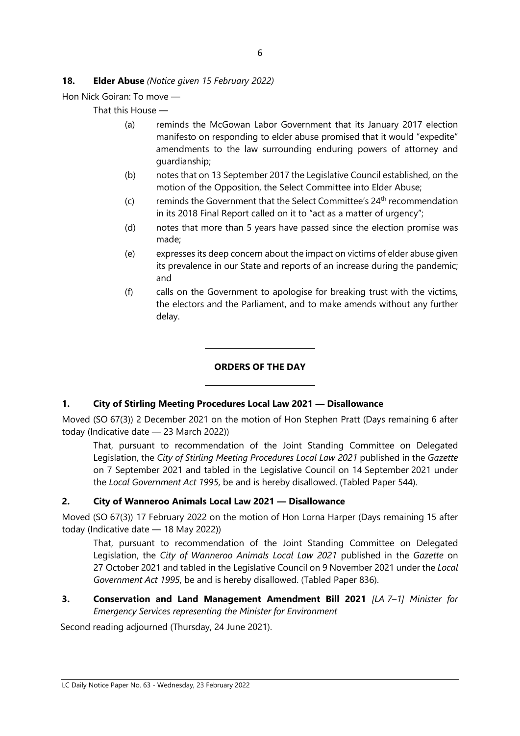**18. Elder Abuse** *(Notice given 15 February 2022)*

Hon Nick Goiran: To move —

That this House —

(a) reminds the McGowan Labor Government that its January 2017 election manifesto on responding to elder abuse promised that it would "expedite" amendments to the law surrounding enduring powers of attorney and guardianship;

(b) notes that on 13 September 2017 the Legislative Council established, on the motion of the Opposition, the Select Committee into Elder Abuse;

(c) reminds the Government that the Select Committee's 24th recommendation in its 2018 Final Report called on it to "act as a matter of urgency";

(d) notes that more than 5 years have passed since the election promise was made;

(e) expresses its deep concern about the impact on victims of elder abuse given its prevalence in our State and reports of an increase during the pandemic; and

(f) calls on the Government to apologise for breaking trust with the victims, the electors and the Parliament, and to make amends without any further delay.

---

## ORDERS OF THE DAY

---

**1. City of Stirling Meeting Procedures Local Law 2021 — Disallowance**

Moved (SO 67(3)) 2 December 2021 on the motion of Hon Stephen Pratt (Days remaining 6 after today (Indicative date — 23 March 2022))

That, pursuant to recommendation of the Joint Standing Committee on Delegated Legislation, the *City of Stirling Meeting Procedures Local Law 2021* published in the *Gazette* on 7 September 2021 and tabled in the Legislative Council on 14 September 2021 under the *Local Government Act 1995*, be and is hereby disallowed. (Tabled Paper 544).

**2. City of Wanneroo Animals Local Law 2021 — Disallowance**

Moved (SO 67(3)) 17 February 2022 on the motion of Hon Lorna Harper (Days remaining 15 after today (Indicative date — 18 May 2022))

That, pursuant to recommendation of the Joint Standing Committee on Delegated Legislation, the *City of Wanneroo Animals Local Law 2021* published in the *Gazette* on 27 October 2021 and tabled in the Legislative Council on 9 November 2021 under the *Local Government Act 1995*, be and is hereby disallowed. (Tabled Paper 836).

**3. Conservation and Land Management Amendment Bill 2021** *[LA 7–1] Minister for Emergency Services representing the Minister for Environment*

Second reading adjourned (Thursday, 24 June 2021).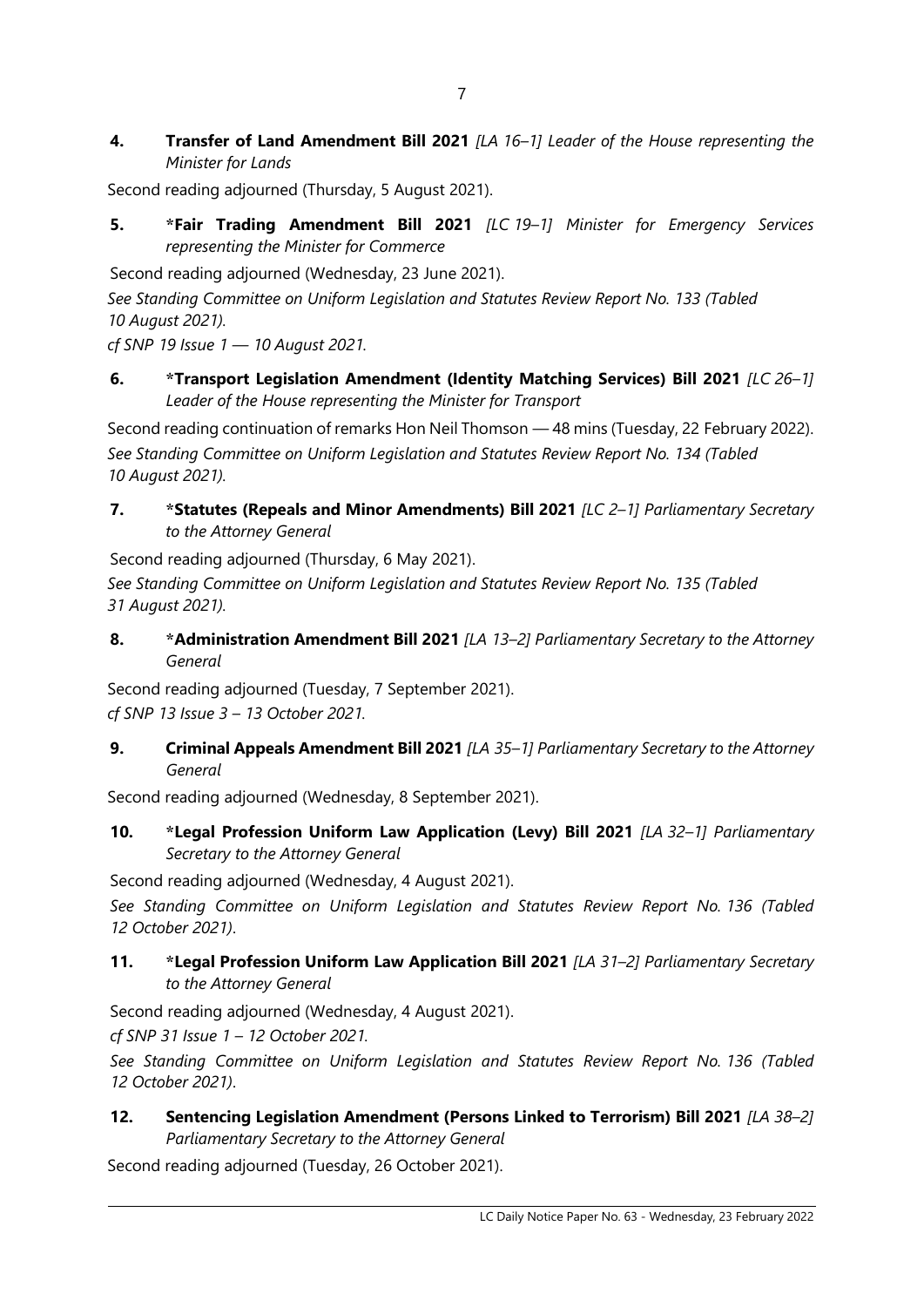**4. Transfer of Land Amendment Bill 2021** *[LA 16–1] Leader of the House representing the Minister for Lands*

Second reading adjourned (Thursday, 5 August 2021).

**5. *Fair Trading Amendment Bill 2021** *[LC 19–1] Minister for Emergency Services representing the Minister for Commerce*

Second reading adjourned (Wednesday, 23 June 2021).

*See Standing Committee on Uniform Legislation and Statutes Review Report No. 133 (Tabled 10 August 2021).*

*cf SNP 19 Issue 1 — 10 August 2021.*

**6. *Transport Legislation Amendment (Identity Matching Services) Bill 2021** *[LC 26–1] Leader of the House representing the Minister for Transport*

Second reading continuation of remarks Hon Neil Thomson — 48 mins (Tuesday, 22 February 2022).

*See Standing Committee on Uniform Legislation and Statutes Review Report No. 134 (Tabled 10 August 2021).*

**7. *Statutes (Repeals and Minor Amendments) Bill 2021** *[LC 2–1] Parliamentary Secretary to the Attorney General*

Second reading adjourned (Thursday, 6 May 2021).

*See Standing Committee on Uniform Legislation and Statutes Review Report No. 135 (Tabled 31 August 2021).*

**8. *Administration Amendment Bill 2021** *[LA 13–2] Parliamentary Secretary to the Attorney General*

Second reading adjourned (Tuesday, 7 September 2021).

*cf SNP 13 Issue 3 – 13 October 2021.*

**9. Criminal Appeals Amendment Bill 2021** *[LA 35–1] Parliamentary Secretary to the Attorney General*

Second reading adjourned (Wednesday, 8 September 2021).

**10. *Legal Profession Uniform Law Application (Levy) Bill 2021** *[LA 32–1] Parliamentary Secretary to the Attorney General*

Second reading adjourned (Wednesday, 4 August 2021).

*See Standing Committee on Uniform Legislation and Statutes Review Report No. 136 (Tabled 12 October 2021)*.

**11. *Legal Profession Uniform Law Application Bill 2021** *[LA 31–2] Parliamentary Secretary to the Attorney General*

Second reading adjourned (Wednesday, 4 August 2021).

*cf SNP 31 Issue 1 – 12 October 2021.*

*See Standing Committee on Uniform Legislation and Statutes Review Report No. 136 (Tabled 12 October 2021)*.

**12. Sentencing Legislation Amendment (Persons Linked to Terrorism) Bill 2021** *[LA 38–2] Parliamentary Secretary to the Attorney General*

Second reading adjourned (Tuesday, 26 October 2021).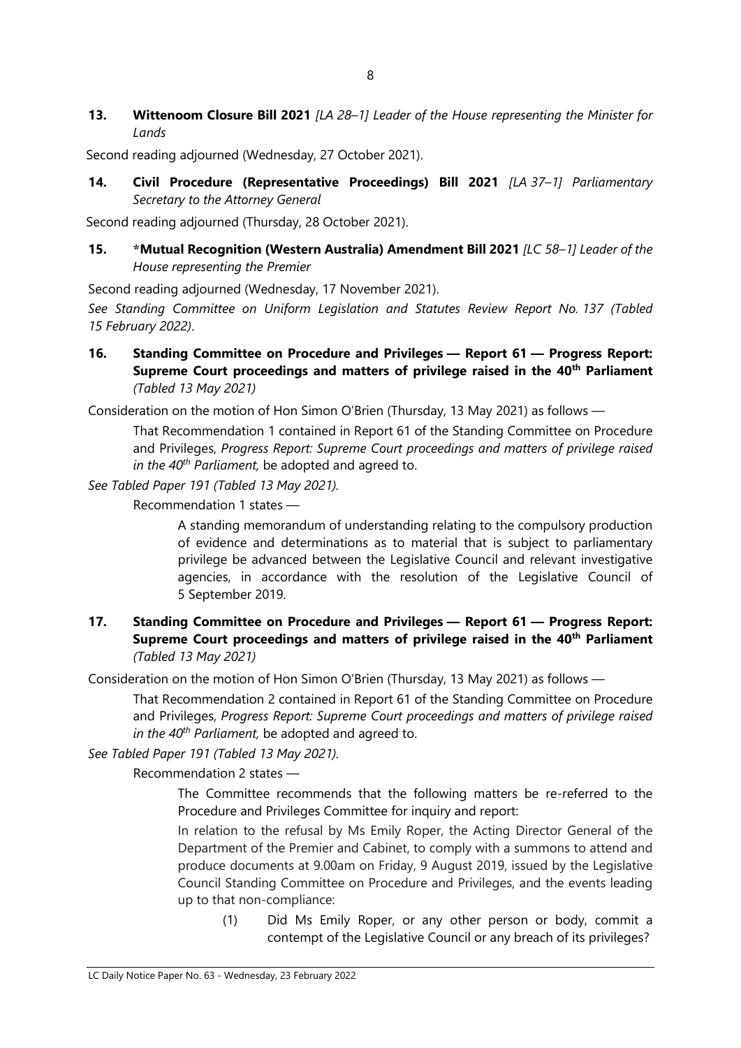**13. Wittenoom Closure Bill 2021** *[LA 28–1] Leader of the House representing the Minister for Lands*

Second reading adjourned (Wednesday, 27 October 2021).

**14. Civil Procedure (Representative Proceedings) Bill 2021** *[LA 37–1] Parliamentary Secretary to the Attorney General*

Second reading adjourned (Thursday, 28 October 2021).

**15. *Mutual Recognition (Western Australia) Amendment Bill 2021** *[LC 58–1] Leader of the House representing the Premier*

Second reading adjourned (Wednesday, 17 November 2021).

*See Standing Committee on Uniform Legislation and Statutes Review Report No. 137 (Tabled 15 February 2022).*

**16. Standing Committee on Procedure and Privileges — Report 61 — Progress Report: Supreme Court proceedings and matters of privilege raised in the 40th Parliament** *(Tabled 13 May 2021)*

Consideration on the motion of Hon Simon O'Brien (Thursday, 13 May 2021) as follows —

> That Recommendation 1 contained in Report 61 of the Standing Committee on Procedure and Privileges, *Progress Report: Supreme Court proceedings and matters of privilege raised in the 40th Parliament,* be adopted and agreed to.

*See Tabled Paper 191 (Tabled 13 May 2021).*

> Recommendation 1 states —
>
> > A standing memorandum of understanding relating to the compulsory production of evidence and determinations as to material that is subject to parliamentary privilege be advanced between the Legislative Council and relevant investigative agencies, in accordance with the resolution of the Legislative Council of 5 September 2019.

**17. Standing Committee on Procedure and Privileges — Report 61 — Progress Report: Supreme Court proceedings and matters of privilege raised in the 40th Parliament** *(Tabled 13 May 2021)*

Consideration on the motion of Hon Simon O'Brien (Thursday, 13 May 2021) as follows —

> That Recommendation 2 contained in Report 61 of the Standing Committee on Procedure and Privileges, *Progress Report: Supreme Court proceedings and matters of privilege raised in the 40th Parliament,* be adopted and agreed to.

*See Tabled Paper 191 (Tabled 13 May 2021).*

> Recommendation 2 states —
>
> > The Committee recommends that the following matters be re-referred to the Procedure and Privileges Committee for inquiry and report:
> >
> > In relation to the refusal by Ms Emily Roper, the Acting Director General of the Department of the Premier and Cabinet, to comply with a summons to attend and produce documents at 9.00am on Friday, 9 August 2019, issued by the Legislative Council Standing Committee on Procedure and Privileges, and the events leading up to that non-compliance:
> >
> > (1) Did Ms Emily Roper, or any other person or body, commit a contempt of the Legislative Council or any breach of its privileges?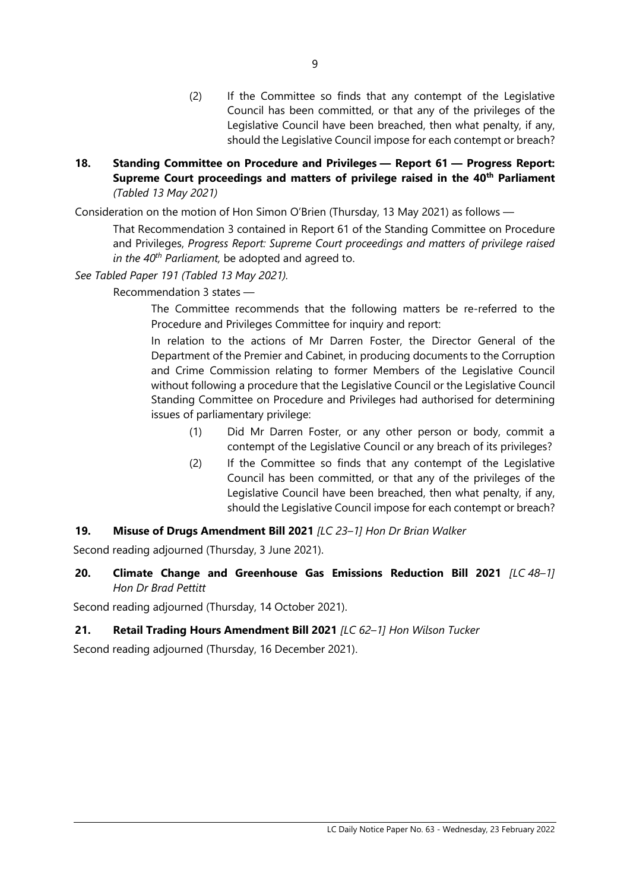(2) If the Committee so finds that any contempt of the Legislative Council has been committed, or that any of the privileges of the Legislative Council have been breached, then what penalty, if any, should the Legislative Council impose for each contempt or breach?

**18. Standing Committee on Procedure and Privileges — Report 61 — Progress Report: Supreme Court proceedings and matters of privilege raised in the 40th Parliament** *(Tabled 13 May 2021)*

Consideration on the motion of Hon Simon O'Brien (Thursday, 13 May 2021) as follows —

> That Recommendation 3 contained in Report 61 of the Standing Committee on Procedure and Privileges, *Progress Report: Supreme Court proceedings and matters of privilege raised in the 40th Parliament,* be adopted and agreed to.

*See Tabled Paper 191 (Tabled 13 May 2021).*

Recommendation 3 states —

> The Committee recommends that the following matters be re-referred to the Procedure and Privileges Committee for inquiry and report:
>
> In relation to the actions of Mr Darren Foster, the Director General of the Department of the Premier and Cabinet, in producing documents to the Corruption and Crime Commission relating to former Members of the Legislative Council without following a procedure that the Legislative Council or the Legislative Council Standing Committee on Procedure and Privileges had authorised for determining issues of parliamentary privilege:
>
> (1) Did Mr Darren Foster, or any other person or body, commit a contempt of the Legislative Council or any breach of its privileges?
>
> (2) If the Committee so finds that any contempt of the Legislative Council has been committed, or that any of the privileges of the Legislative Council have been breached, then what penalty, if any, should the Legislative Council impose for each contempt or breach?

**19. Misuse of Drugs Amendment Bill 2021** *[LC 23–1] Hon Dr Brian Walker*

Second reading adjourned (Thursday, 3 June 2021).

**20. Climate Change and Greenhouse Gas Emissions Reduction Bill 2021** *[LC 48–1] Hon Dr Brad Pettitt*

Second reading adjourned (Thursday, 14 October 2021).

**21. Retail Trading Hours Amendment Bill 2021** *[LC 62–1] Hon Wilson Tucker*

Second reading adjourned (Thursday, 16 December 2021).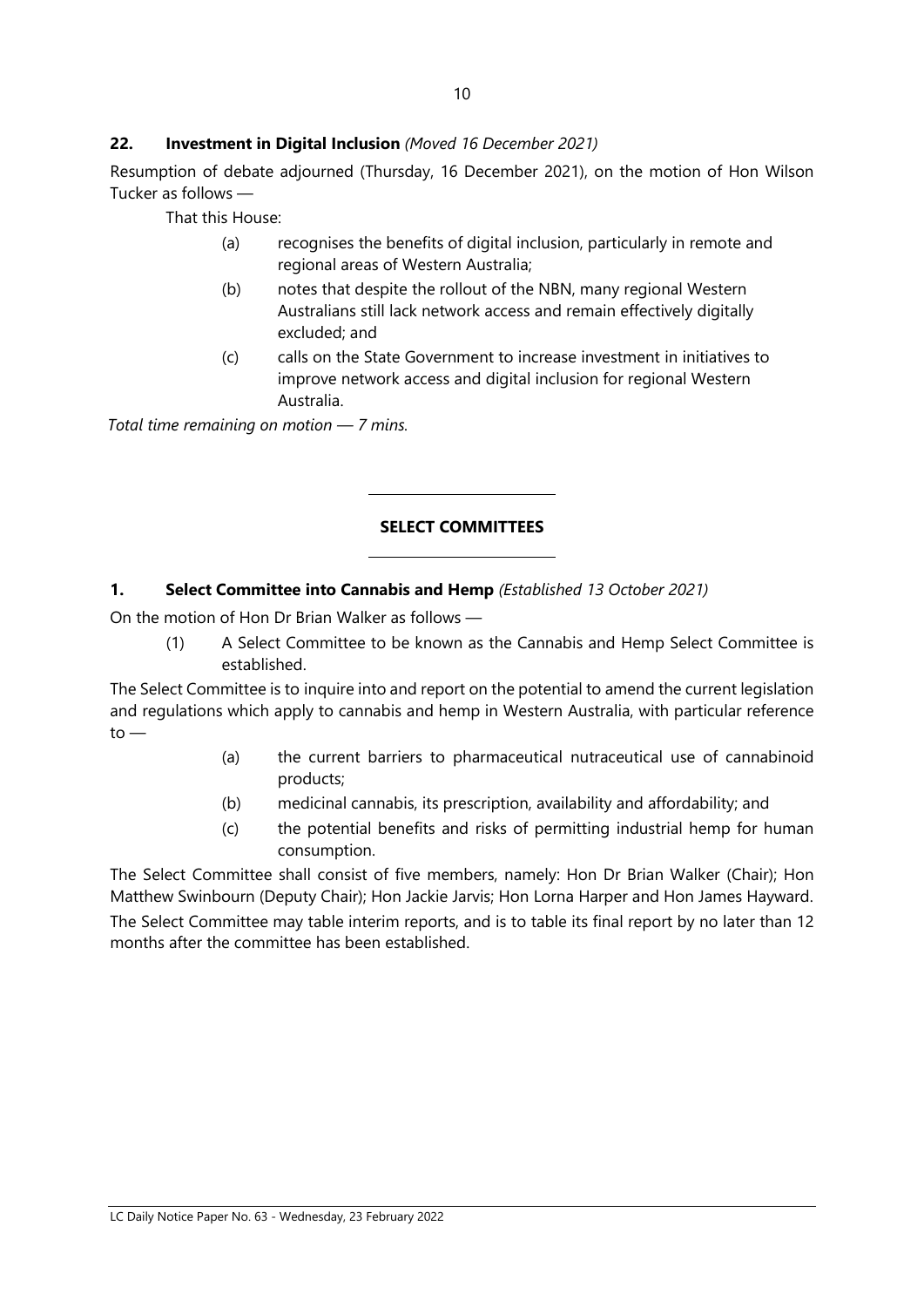**22. Investment in Digital Inclusion** *(Moved 16 December 2021)*

Resumption of debate adjourned (Thursday, 16 December 2021), on the motion of Hon Wilson Tucker as follows —

That this House:

(a) recognises the benefits of digital inclusion, particularly in remote and regional areas of Western Australia;

(b) notes that despite the rollout of the NBN, many regional Western Australians still lack network access and remain effectively digitally excluded; and

(c) calls on the State Government to increase investment in initiatives to improve network access and digital inclusion for regional Western Australia.

*Total time remaining on motion — 7 mins.*

---

## SELECT COMMITTEES

---

**1. Select Committee into Cannabis and Hemp** *(Established 13 October 2021)*

On the motion of Hon Dr Brian Walker as follows —

(1) A Select Committee to be known as the Cannabis and Hemp Select Committee is established.

The Select Committee is to inquire into and report on the potential to amend the current legislation and regulations which apply to cannabis and hemp in Western Australia, with particular reference to —

(a) the current barriers to pharmaceutical nutraceutical use of cannabinoid products;

(b) medicinal cannabis, its prescription, availability and affordability; and

(c) the potential benefits and risks of permitting industrial hemp for human consumption.

The Select Committee shall consist of five members, namely: Hon Dr Brian Walker (Chair); Hon Matthew Swinbourn (Deputy Chair); Hon Jackie Jarvis; Hon Lorna Harper and Hon James Hayward.

The Select Committee may table interim reports, and is to table its final report by no later than 12 months after the committee has been established.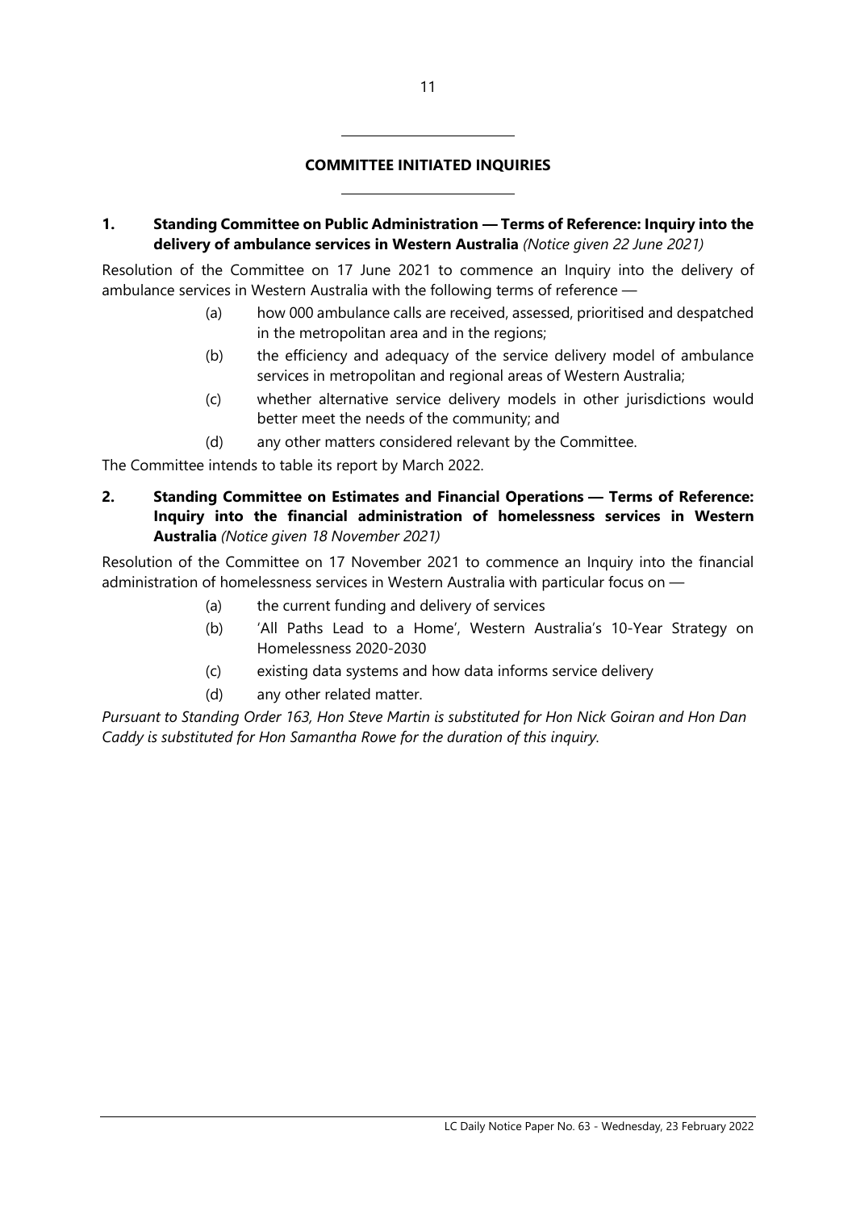## COMMITTEE INITIATED INQUIRIES

**1. Standing Committee on Public Administration — Terms of Reference: Inquiry into the delivery of ambulance services in Western Australia** *(Notice given 22 June 2021)*

Resolution of the Committee on 17 June 2021 to commence an Inquiry into the delivery of ambulance services in Western Australia with the following terms of reference —

(a) how 000 ambulance calls are received, assessed, prioritised and despatched in the metropolitan area and in the regions;

(b) the efficiency and adequacy of the service delivery model of ambulance services in metropolitan and regional areas of Western Australia;

(c) whether alternative service delivery models in other jurisdictions would better meet the needs of the community; and

(d) any other matters considered relevant by the Committee.

The Committee intends to table its report by March 2022.

**2. Standing Committee on Estimates and Financial Operations — Terms of Reference: Inquiry into the financial administration of homelessness services in Western Australia** *(Notice given 18 November 2021)*

Resolution of the Committee on 17 November 2021 to commence an Inquiry into the financial administration of homelessness services in Western Australia with particular focus on —

(a) the current funding and delivery of services

(b) 'All Paths Lead to a Home', Western Australia's 10-Year Strategy on Homelessness 2020-2030

(c) existing data systems and how data informs service delivery

(d) any other related matter.

*Pursuant to Standing Order 163, Hon Steve Martin is substituted for Hon Nick Goiran and Hon Dan Caddy is substituted for Hon Samantha Rowe for the duration of this inquiry.*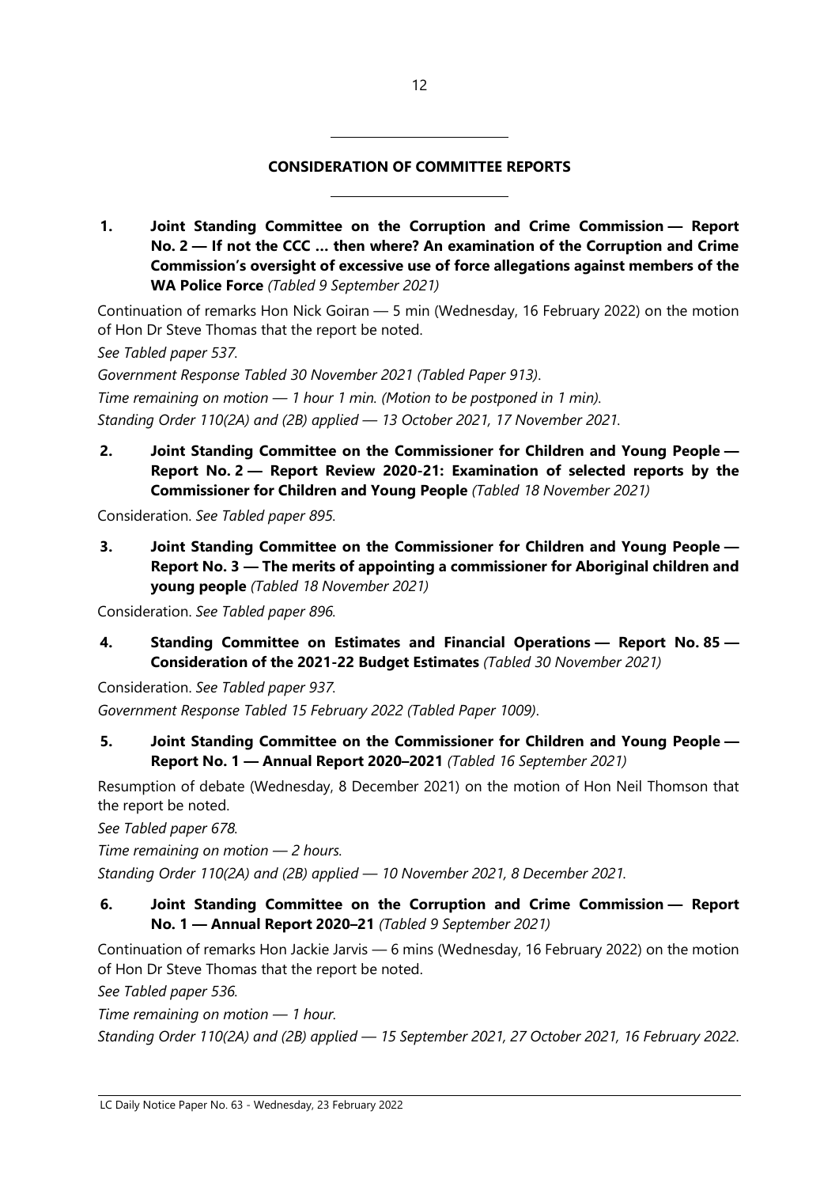## CONSIDERATION OF COMMITTEE REPORTS

**1. Joint Standing Committee on the Corruption and Crime Commission — Report No. 2 — If not the CCC … then where? An examination of the Corruption and Crime Commission's oversight of excessive use of force allegations against members of the WA Police Force** *(Tabled 9 September 2021)*

Continuation of remarks Hon Nick Goiran — 5 min (Wednesday, 16 February 2022) on the motion of Hon Dr Steve Thomas that the report be noted.

*See Tabled paper 537.*

*Government Response Tabled 30 November 2021 (Tabled Paper 913).*

*Time remaining on motion — 1 hour 1 min. (Motion to be postponed in 1 min).*

*Standing Order 110(2A) and (2B) applied — 13 October 2021, 17 November 2021.*

**2. Joint Standing Committee on the Commissioner for Children and Young People — Report No. 2 — Report Review 2020-21: Examination of selected reports by the Commissioner for Children and Young People** *(Tabled 18 November 2021)*

Consideration. *See Tabled paper 895.*

**3. Joint Standing Committee on the Commissioner for Children and Young People — Report No. 3 — The merits of appointing a commissioner for Aboriginal children and young people** *(Tabled 18 November 2021)*

Consideration. *See Tabled paper 896.*

**4. Standing Committee on Estimates and Financial Operations — Report No. 85 — Consideration of the 2021-22 Budget Estimates** *(Tabled 30 November 2021)*

Consideration. *See Tabled paper 937.*

*Government Response Tabled 15 February 2022 (Tabled Paper 1009).*

**5. Joint Standing Committee on the Commissioner for Children and Young People — Report No. 1 — Annual Report 2020–2021** *(Tabled 16 September 2021)*

Resumption of debate (Wednesday, 8 December 2021) on the motion of Hon Neil Thomson that the report be noted.

*See Tabled paper 678.*

*Time remaining on motion — 2 hours.*

*Standing Order 110(2A) and (2B) applied — 10 November 2021, 8 December 2021.*

**6. Joint Standing Committee on the Corruption and Crime Commission — Report No. 1 — Annual Report 2020–21** *(Tabled 9 September 2021)*

Continuation of remarks Hon Jackie Jarvis — 6 mins (Wednesday, 16 February 2022) on the motion of Hon Dr Steve Thomas that the report be noted.

*See Tabled paper 536.*

*Time remaining on motion — 1 hour.*

*Standing Order 110(2A) and (2B) applied — 15 September 2021, 27 October 2021, 16 February 2022.*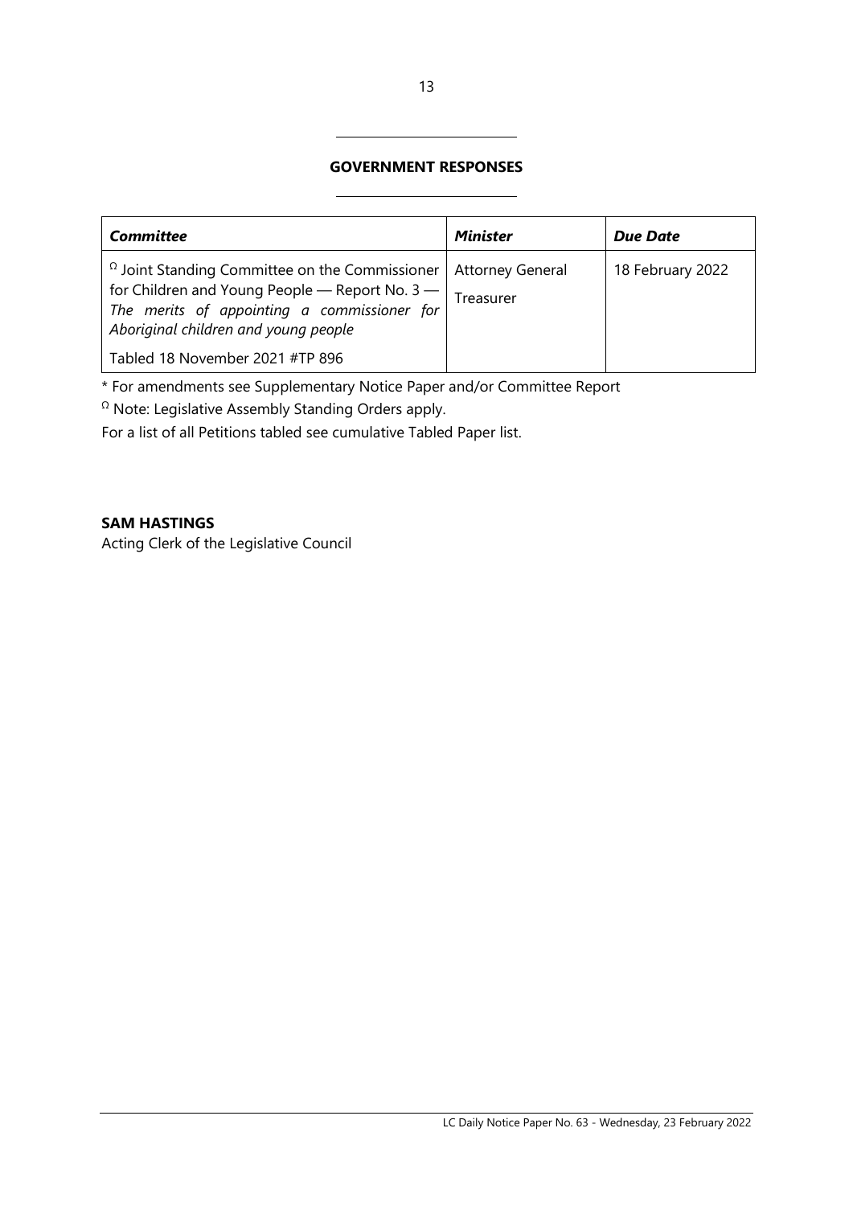## GOVERNMENT RESPONSES

| *Committee* | *Minister* | *Due Date* |
|---|---|---|
| Ω Joint Standing Committee on the Commissioner for Children and Young People — Report No. 3 — *The merits of appointing a commissioner for Aboriginal children and young people*<br><br>Tabled 18 November 2021 #TP 896 | Attorney General<br><br>Treasurer | 18 February 2022 |

\* For amendments see Supplementary Notice Paper and/or Committee Report

Ω Note: Legislative Assembly Standing Orders apply.

For a list of all Petitions tabled see cumulative Tabled Paper list.

**SAM HASTINGS**
Acting Clerk of the Legislative Council